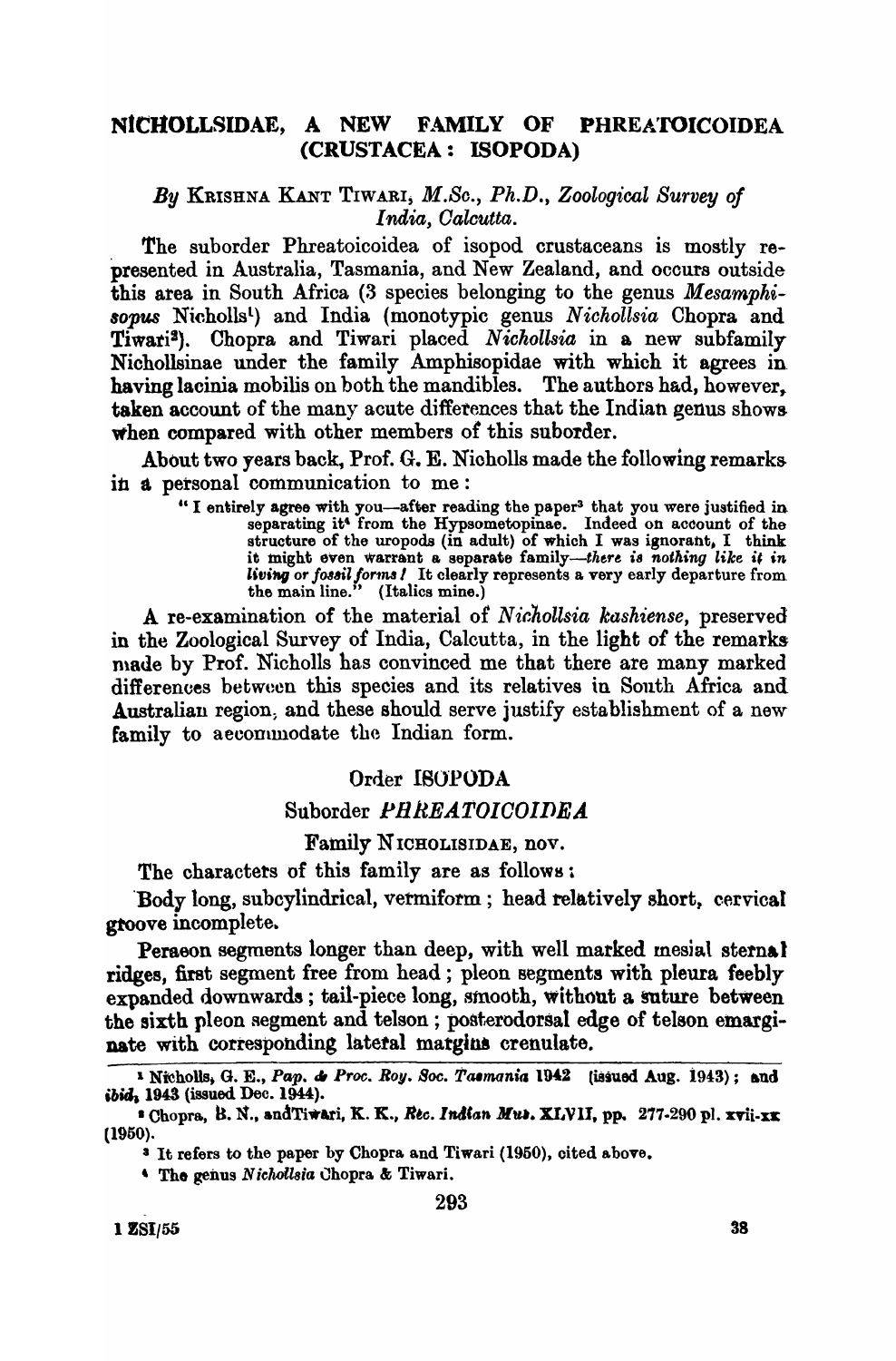# NICHOLLSIDAE, A NEW FAMILY OF PHREATOICOIDEA (CRUSTACEA : ISOPODA)

*By* KRISHNA KANT TIWARI, *M.Sc., Ph.D., Zoological Survey of India, Calcutta.*

The suborder Phreatoicoidea of isopod crustaceans is mostly represented in Australia, Tasmania, and New Zealand, and occurs outside this area in South Africa (3 species belonging to the genus *Mesamphisopus* Nicholls[1]) and India (monotypic genus *Nichollsia* Chopra and Tiwari[2]). Chopra and Tiwari placed *Nichollsia* in a new subfamily Nichollsinae under the family Amphisopidae with which it agrees in having lacinia mobilis on both the mandibles. The authors had, however, taken account of the many acute differences that the Indian genus shows when compared with other members of this suborder.

About two years back, Prof. G. E. Nicholls made the following remarks in a personal communication to me:

> " I entirely agree with you—after reading the paper[3] that you were justified in separating it[4] from the Hypsometopinae. Indeed on account of the structure of the uropods (in adult) of which I was ignorant, I think it might even warrant a separate family—*there is nothing like it in living or fossil forms!* It clearly represents a very early departure from the main line." (Italics mine.)

A re-examination of the material of *Nichollsia kashiense*, preserved in the Zoological Survey of India, Calcutta, in the light of the remarks made by Prof. Nicholls has convinced me that there are many marked differences between this species and its relatives in South Africa and Australian region, and these should serve justify establishment of a new family to accommodate the Indian form.

## Order ISOPODA

### Suborder *PHREATOICOIDEA*

### Family NICHOLISIDAE, nov.

The characters of this family are as follows:

Body long, subcylindrical, vermiform; head relatively short, cervical groove incomplete.

Peraeon segments longer than deep, with well marked mesial sternal ridges, first segment free from head; pleon segments with pleura feebly expanded downwards; tail-piece long, smooth, without a suture between the sixth pleon segment and telson; posterodorsal edge of telson emarginate with corresponding lateral margins crenulate.

---

[1] Nicholls, G. E., *Pap. & Proc. Roy. Soc. Tasmania* 1942 (issued Aug. 1943); and *ibid*, 1943 (issued Dec. 1944).

[2] Chopra, B. N., and Tiwari, K. K., *Rec. Indian Mus.* XLVII, pp. 277-290 pl. xvii-xx (1950).

[3] It refers to the paper by Chopra and Tiwari (1950), cited above.

[4] The genus *Nichollsia* Chopra & Tiwari.

1 ZSI/55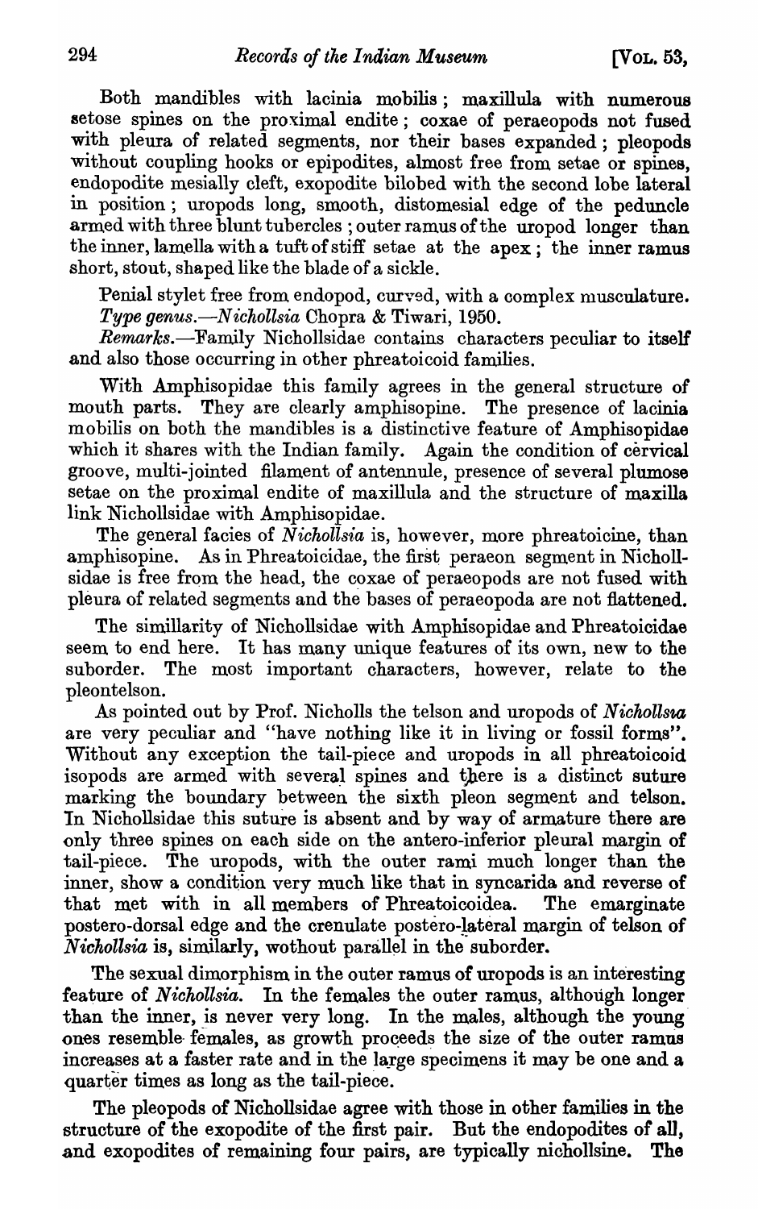Both mandibles with lacinia mobilis; maxillula with numerous setose spines on the proximal endite; coxae of peraeopods not fused with pleura of related segments, nor their bases expanded; pleopods without coupling hooks or epipodites, almost free from setae or spines, endopodite mesially cleft, exopodite bilobed with the second lobe lateral in position; uropods long, smooth, distomesial edge of the peduncle armed with three blunt tubercles; outer ramus of the uropod longer than the inner, lamella with a tuft of stiff setae at the apex; the inner ramus short, stout, shaped like the blade of a sickle.

Penial stylet free from endopod, curved, with a complex musculature.

*Type genus.*—*Nichollsia* Chopra & Tiwari, 1950.

*Remarks.*—Family Nichollsidae contains characters peculiar to itself and also those occurring in other phreatoicoid families.

With Amphisopidae this family agrees in the general structure of mouth parts. They are clearly amphisopine. The presence of lacinia mobilis on both the mandibles is a distinctive feature of Amphisopidae which it shares with the Indian family. Again the condition of cervical groove, multi-jointed filament of antennule, presence of several plumose setae on the proximal endite of maxillula and the structure of maxilla link Nichollsidae with Amphisopidae.

The general facies of *Nichollsia* is, however, more phreatoicine, than amphisopine. As in Phreatoicidae, the first peraeon segment in Nichollsidae is free from the head, the coxae of peraeopods are not fused with pleura of related segments and the bases of peraeopoda are not flattened.

The simillarity of Nichollsidae with Amphisopidae and Phreatoicidae seem to end here. It has many unique features of its own, new to the suborder. The most important characters, however, relate to the pleontelson.

As pointed out by Prof. Nicholls the telson and uropods of *Nichollsia* are very peculiar and "have nothing like it in living or fossil forms". Without any exception the tail-piece and uropods in all phreatoicoid isopods are armed with several spines and there is a distinct suture marking the boundary between the sixth pleon segment and telson. In Nichollsidae this suture is absent and by way of armature there are only three spines on each side on the antero-inferior pleural margin of tail-piece. The uropods, with the outer rami much longer than the inner, show a condition very much like that in syncarida and reverse of that met with in all members of Phreatoicoidea. The emarginate postero-dorsal edge and the crenulate postero-lateral margin of telson of *Nichollsia* is, similarly, wothout parallel in the suborder.

The sexual dimorphism in the outer ramus of uropods is an interesting feature of *Nichollsia*. In the females the outer ramus, although longer than the inner, is never very long. In the males, although the young ones resemble females, as growth proceeds the size of the outer ramus increases at a faster rate and in the large specimens it may be one and a quarter times as long as the tail-piece.

The pleopods of Nichollsidae agree with those in other families in the structure of the exopodite of the first pair. But the endopodites of all, and exopodites of remaining four pairs, are typically nichollsine. The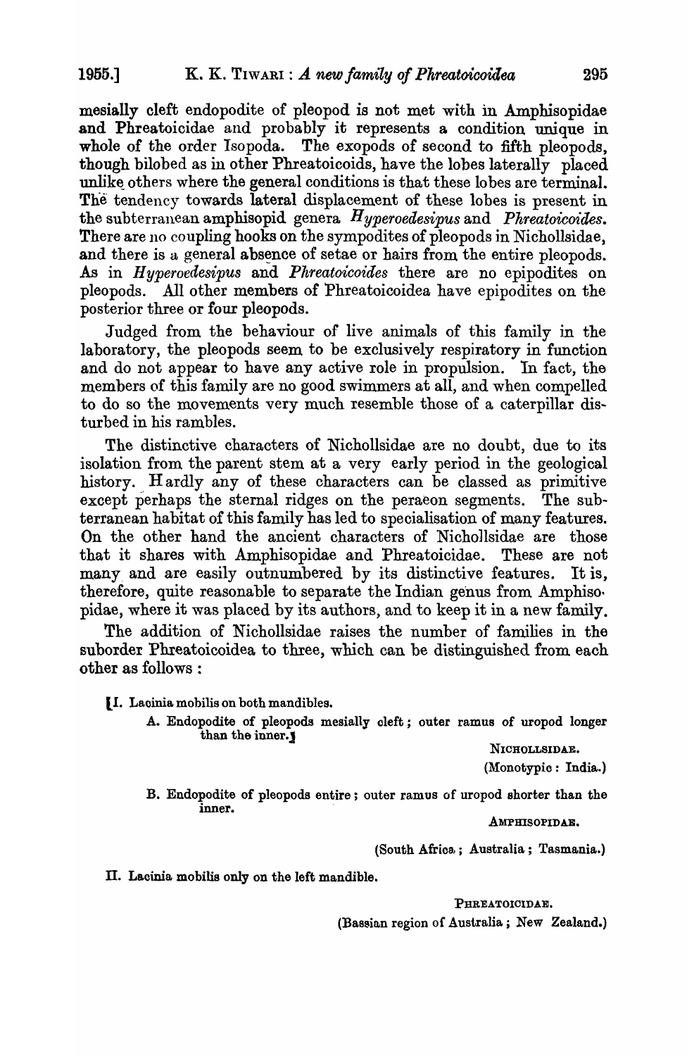mesially cleft endopodite of pleopod is not met with in Amphisopidae and Phreatoicidae and probably it represents a condition unique in whole of the order Isopoda. The exopods of second to fifth pleopods, though bilobed as in other Phreatoicoids, have the lobes laterally placed unlike others where the general conditions is that these lobes are terminal. The tendency towards lateral displacement of these lobes is present in the subterranean amphisopid genera *Hyperoedesipus* and *Phreatoicoides*. There are no coupling hooks on the sympodites of pleopods in Nichollsidae, and there is a general absence of setae or hairs from the entire pleopods. As in *Hyperoedesipus* and *Phreatoicoides* there are no epipodites on pleopods. All other members of Phreatoicoidea have epipodites on the posterior three or four pleopods.

Judged from the behaviour of live animals of this family in the laboratory, the pleopods seem to be exclusively respiratory in function and do not appear to have any active role in propulsion. In fact, the members of this family are no good swimmers at all, and when compelled to do so the movements very much resemble those of a caterpillar disturbed in his rambles.

The distinctive characters of Nichollsidae are no doubt, due to its isolation from the parent stem at a very early period in the geological history. Hardly any of these characters can be classed as primitive except perhaps the sternal ridges on the peraeon segments. The subterranean habitat of this family has led to specialisation of many features. On the other hand the ancient characters of Nichollsidae are those that it shares with Amphisopidae and Phreatoicidae. These are not many and are easily outnumbered by its distinctive features. It is, therefore, quite reasonable to separate the Indian genus from Amphisopidae, where it was placed by its authors, and to keep it in a new family.

The addition of Nichollsidae raises the number of families in the suborder Phreatoicoidea to three, which can be distinguished from each other as follows :

I. Lacinia mobilis on both mandibles.

A. Endopodite of pleopods mesially cleft ; outer ramus of uropod longer than the inner.

NICHOLLSIDAE.
(Monotypic : India.)

B. Endopodite of pleopods entire ; outer ramus of uropod shorter than the inner.

AMPHISOPIDAE.
(South Africa ; Australia ; Tasmania.)

II. Lacinia mobilis only on the left mandible.

PHREATOICIDAE.
(Bassian region of Australia ; New Zealand.)